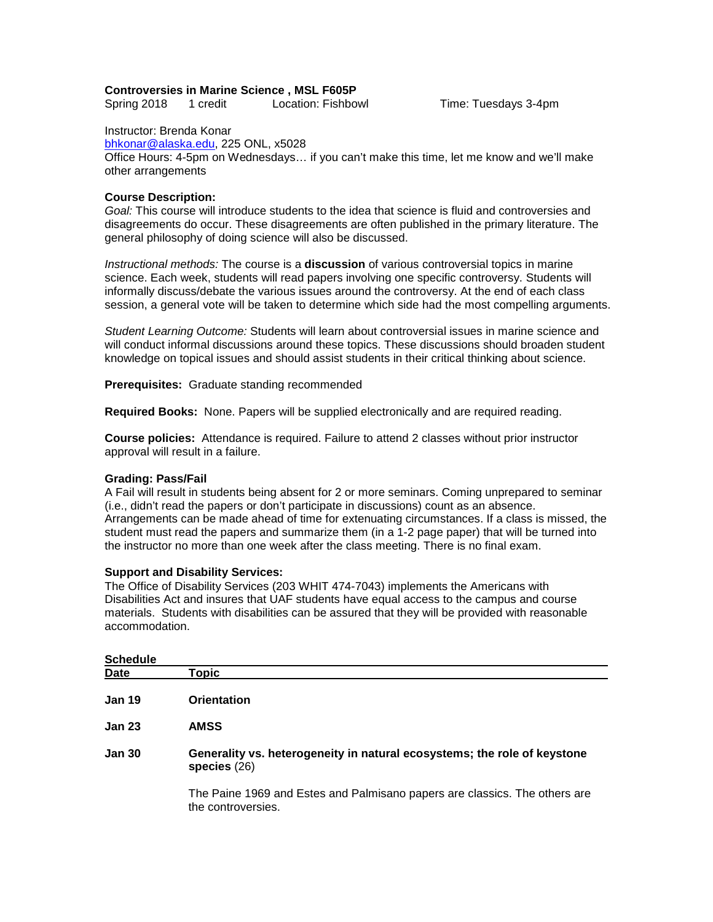**Controversies in Marine Science , MSL F605P**

Spring 2018 1 credit Location: Fishbowl Time: Tuesdays 3-4pm

Instructor: Brenda Konar
bhkonar@alaska.edu, 225 ONL, x5028
Office Hours: 4-5pm on Wednesdays… if you can't make this time, let me know and we'll make other arrangements

**Course Description:**

*Goal:* This course will introduce students to the idea that science is fluid and controversies and disagreements do occur. These disagreements are often published in the primary literature. The general philosophy of doing science will also be discussed.

*Instructional methods:* The course is a **discussion** of various controversial topics in marine science. Each week, students will read papers involving one specific controversy. Students will informally discuss/debate the various issues around the controversy. At the end of each class session, a general vote will be taken to determine which side had the most compelling arguments.

*Student Learning Outcome:* Students will learn about controversial issues in marine science and will conduct informal discussions around these topics. These discussions should broaden student knowledge on topical issues and should assist students in their critical thinking about science.

**Prerequisites:** Graduate standing recommended

**Required Books:** None. Papers will be supplied electronically and are required reading.

**Course policies:** Attendance is required. Failure to attend 2 classes without prior instructor approval will result in a failure.

**Grading: Pass/Fail**

A Fail will result in students being absent for 2 or more seminars. Coming unprepared to seminar (i.e., didn't read the papers or don't participate in discussions) count as an absence. Arrangements can be made ahead of time for extenuating circumstances. If a class is missed, the student must read the papers and summarize them (in a 1-2 page paper) that will be turned into the instructor no more than one week after the class meeting. There is no final exam.

**Support and Disability Services:**

The Office of Disability Services (203 WHIT 474-7043) implements the Americans with Disabilities Act and insures that UAF students have equal access to the campus and course materials. Students with disabilities can be assured that they will be provided with reasonable accommodation.

**Schedule**

| Date | Topic |
| --- | --- |
| **Jan 19** | **Orientation** |
| **Jan 23** | **AMSS** |
| **Jan 30** | **Generality vs. heterogeneity in natural ecosystems; the role of keystone species** (26)<br><br>The Paine 1969 and Estes and Palmisano papers are classics. The others are the controversies. |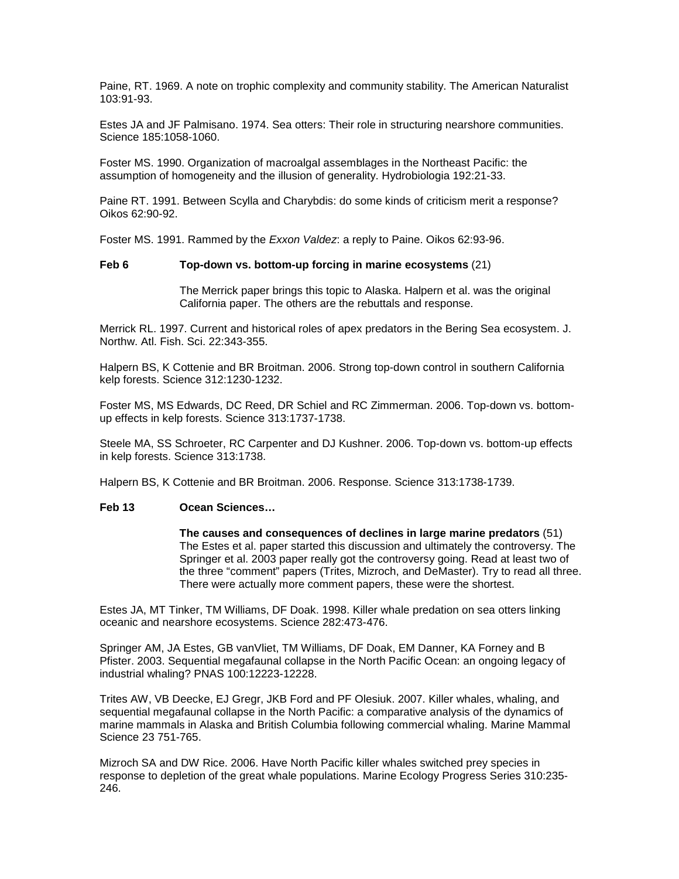Paine, RT. 1969. A note on trophic complexity and community stability. The American Naturalist 103:91-93.

Estes JA and JF Palmisano. 1974. Sea otters: Their role in structuring nearshore communities. Science 185:1058-1060.

Foster MS. 1990. Organization of macroalgal assemblages in the Northeast Pacific: the assumption of homogeneity and the illusion of generality. Hydrobiologia 192:21-33.

Paine RT. 1991. Between Scylla and Charybdis: do some kinds of criticism merit a response? Oikos 62:90-92.

Foster MS. 1991. Rammed by the *Exxon Valdez*: a reply to Paine. Oikos 62:93-96.

**Feb 6** **Top-down vs. bottom-up forcing in marine ecosystems** (21)

The Merrick paper brings this topic to Alaska. Halpern et al. was the original California paper. The others are the rebuttals and response.

Merrick RL. 1997. Current and historical roles of apex predators in the Bering Sea ecosystem. J. Northw. Atl. Fish. Sci. 22:343-355.

Halpern BS, K Cottenie and BR Broitman. 2006. Strong top-down control in southern California kelp forests. Science 312:1230-1232.

Foster MS, MS Edwards, DC Reed, DR Schiel and RC Zimmerman. 2006. Top-down vs. bottom-up effects in kelp forests. Science 313:1737-1738.

Steele MA, SS Schroeter, RC Carpenter and DJ Kushner. 2006. Top-down vs. bottom-up effects in kelp forests. Science 313:1738.

Halpern BS, K Cottenie and BR Broitman. 2006. Response. Science 313:1738-1739.

**Feb 13** **Ocean Sciences…**

**The causes and consequences of declines in large marine predators** (51) The Estes et al. paper started this discussion and ultimately the controversy. The Springer et al. 2003 paper really got the controversy going. Read at least two of the three "comment" papers (Trites, Mizroch, and DeMaster). Try to read all three. There were actually more comment papers, these were the shortest.

Estes JA, MT Tinker, TM Williams, DF Doak. 1998. Killer whale predation on sea otters linking oceanic and nearshore ecosystems. Science 282:473-476.

Springer AM, JA Estes, GB vanVliet, TM Williams, DF Doak, EM Danner, KA Forney and B Pfister. 2003. Sequential megafaunal collapse in the North Pacific Ocean: an ongoing legacy of industrial whaling? PNAS 100:12223-12228.

Trites AW, VB Deecke, EJ Gregr, JKB Ford and PF Olesiuk. 2007. Killer whales, whaling, and sequential megafaunal collapse in the North Pacific: a comparative analysis of the dynamics of marine mammals in Alaska and British Columbia following commercial whaling. Marine Mammal Science 23 751-765.

Mizroch SA and DW Rice. 2006. Have North Pacific killer whales switched prey species in response to depletion of the great whale populations. Marine Ecology Progress Series 310:235-246.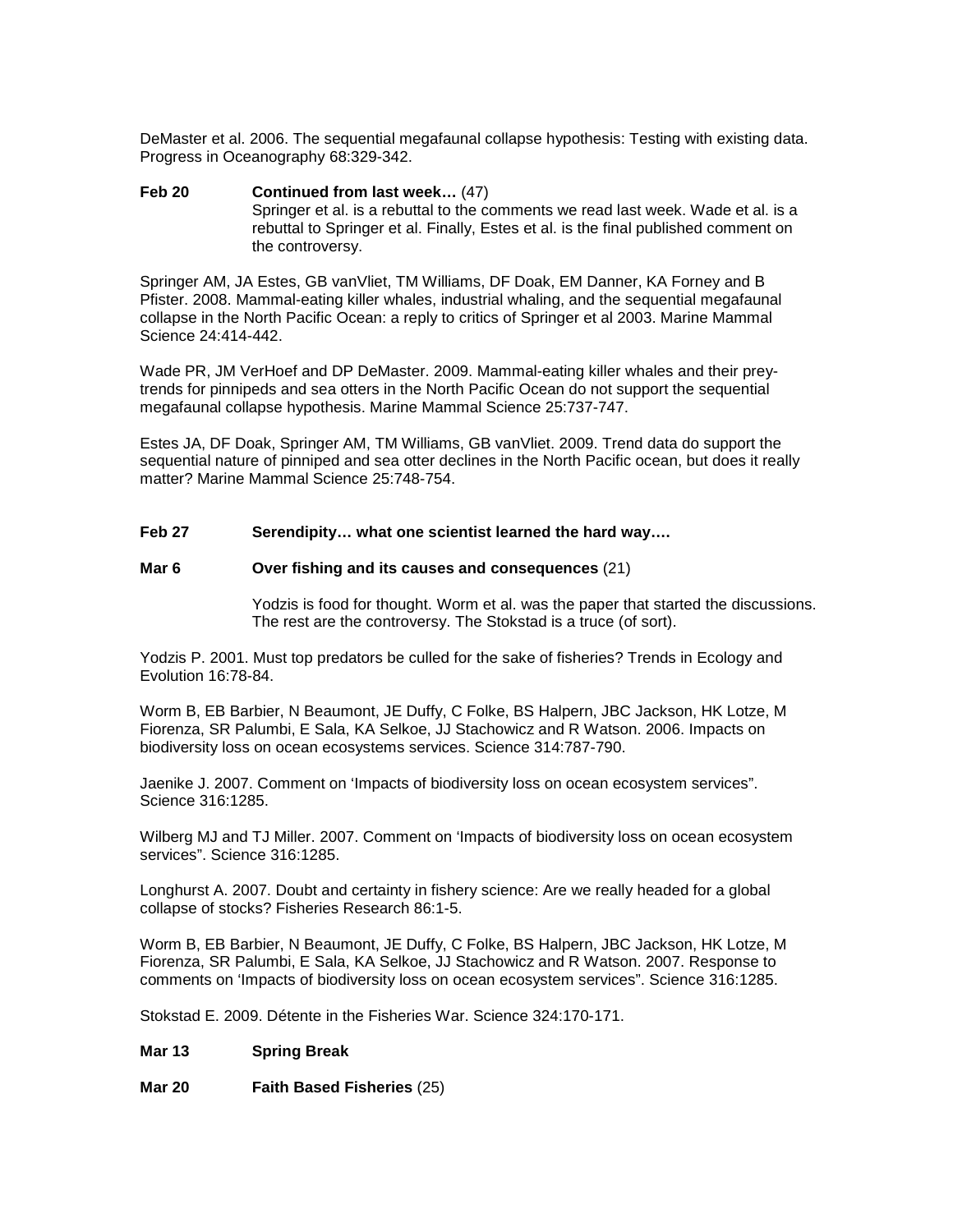DeMaster et al. 2006. The sequential megafaunal collapse hypothesis: Testing with existing data. Progress in Oceanography 68:329-342.

**Feb 20** **Continued from last week…** (47)

Springer et al. is a rebuttal to the comments we read last week. Wade et al. is a rebuttal to Springer et al. Finally, Estes et al. is the final published comment on the controversy.

Springer AM, JA Estes, GB vanVliet, TM Williams, DF Doak, EM Danner, KA Forney and B Pfister. 2008. Mammal-eating killer whales, industrial whaling, and the sequential megafaunal collapse in the North Pacific Ocean: a reply to critics of Springer et al 2003. Marine Mammal Science 24:414-442.

Wade PR, JM VerHoef and DP DeMaster. 2009. Mammal-eating killer whales and their prey-trends for pinnipeds and sea otters in the North Pacific Ocean do not support the sequential megafaunal collapse hypothesis. Marine Mammal Science 25:737-747.

Estes JA, DF Doak, Springer AM, TM Williams, GB vanVliet. 2009. Trend data do support the sequential nature of pinniped and sea otter declines in the North Pacific ocean, but does it really matter? Marine Mammal Science 25:748-754.

**Feb 27** **Serendipity… what one scientist learned the hard way….**

**Mar 6** **Over fishing and its causes and consequences** (21)

Yodzis is food for thought. Worm et al. was the paper that started the discussions. The rest are the controversy. The Stokstad is a truce (of sort).

Yodzis P. 2001. Must top predators be culled for the sake of fisheries? Trends in Ecology and Evolution 16:78-84.

Worm B, EB Barbier, N Beaumont, JE Duffy, C Folke, BS Halpern, JBC Jackson, HK Lotze, M Fiorenza, SR Palumbi, E Sala, KA Selkoe, JJ Stachowicz and R Watson. 2006. Impacts on biodiversity loss on ocean ecosystems services. Science 314:787-790.

Jaenike J. 2007. Comment on 'Impacts of biodiversity loss on ocean ecosystem services". Science 316:1285.

Wilberg MJ and TJ Miller. 2007. Comment on 'Impacts of biodiversity loss on ocean ecosystem services". Science 316:1285.

Longhurst A. 2007. Doubt and certainty in fishery science: Are we really headed for a global collapse of stocks? Fisheries Research 86:1-5.

Worm B, EB Barbier, N Beaumont, JE Duffy, C Folke, BS Halpern, JBC Jackson, HK Lotze, M Fiorenza, SR Palumbi, E Sala, KA Selkoe, JJ Stachowicz and R Watson. 2007. Response to comments on 'Impacts of biodiversity loss on ocean ecosystem services". Science 316:1285.

Stokstad E. 2009. Détente in the Fisheries War. Science 324:170-171.

**Mar 13** **Spring Break**

**Mar 20** **Faith Based Fisheries** (25)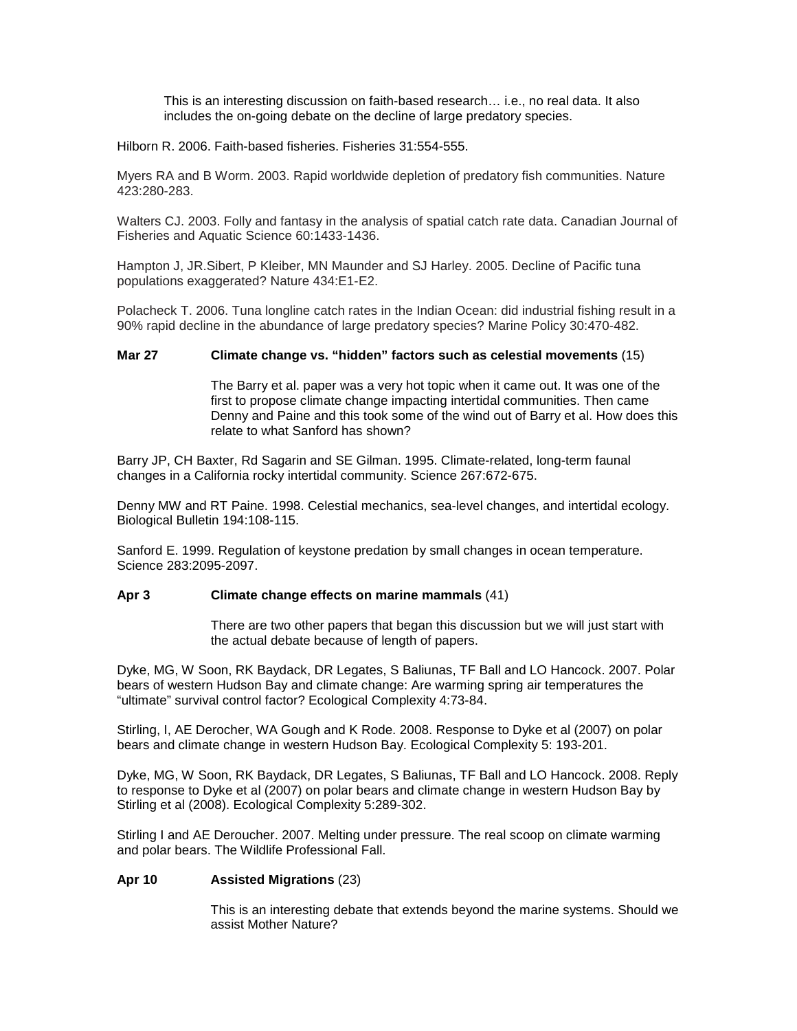This is an interesting discussion on faith-based research… i.e., no real data. It also includes the on-going debate on the decline of large predatory species.

Hilborn R. 2006. Faith-based fisheries. Fisheries 31:554-555.

Myers RA and B Worm. 2003. Rapid worldwide depletion of predatory fish communities. Nature 423:280-283.

Walters CJ. 2003. Folly and fantasy in the analysis of spatial catch rate data. Canadian Journal of Fisheries and Aquatic Science 60:1433-1436.

Hampton J, JR.Sibert, P Kleiber, MN Maunder and SJ Harley. 2005. Decline of Pacific tuna populations exaggerated? Nature 434:E1-E2.

Polacheck T. 2006. Tuna longline catch rates in the Indian Ocean: did industrial fishing result in a 90% rapid decline in the abundance of large predatory species? Marine Policy 30:470-482.

**Mar 27 Climate change vs. "hidden" factors such as celestial movements** (15)

The Barry et al. paper was a very hot topic when it came out. It was one of the first to propose climate change impacting intertidal communities. Then came Denny and Paine and this took some of the wind out of Barry et al. How does this relate to what Sanford has shown?

Barry JP, CH Baxter, Rd Sagarin and SE Gilman. 1995. Climate-related, long-term faunal changes in a California rocky intertidal community. Science 267:672-675.

Denny MW and RT Paine. 1998. Celestial mechanics, sea-level changes, and intertidal ecology. Biological Bulletin 194:108-115.

Sanford E. 1999. Regulation of keystone predation by small changes in ocean temperature. Science 283:2095-2097.

**Apr 3 Climate change effects on marine mammals** (41)

There are two other papers that began this discussion but we will just start with the actual debate because of length of papers.

Dyke, MG, W Soon, RK Baydack, DR Legates, S Baliunas, TF Ball and LO Hancock. 2007. Polar bears of western Hudson Bay and climate change: Are warming spring air temperatures the "ultimate" survival control factor? Ecological Complexity 4:73-84.

Stirling, I, AE Derocher, WA Gough and K Rode. 2008. Response to Dyke et al (2007) on polar bears and climate change in western Hudson Bay. Ecological Complexity 5: 193-201.

Dyke, MG, W Soon, RK Baydack, DR Legates, S Baliunas, TF Ball and LO Hancock. 2008. Reply to response to Dyke et al (2007) on polar bears and climate change in western Hudson Bay by Stirling et al (2008). Ecological Complexity 5:289-302.

Stirling I and AE Deroucher. 2007. Melting under pressure. The real scoop on climate warming and polar bears. The Wildlife Professional Fall.

**Apr 10 Assisted Migrations** (23)

This is an interesting debate that extends beyond the marine systems. Should we assist Mother Nature?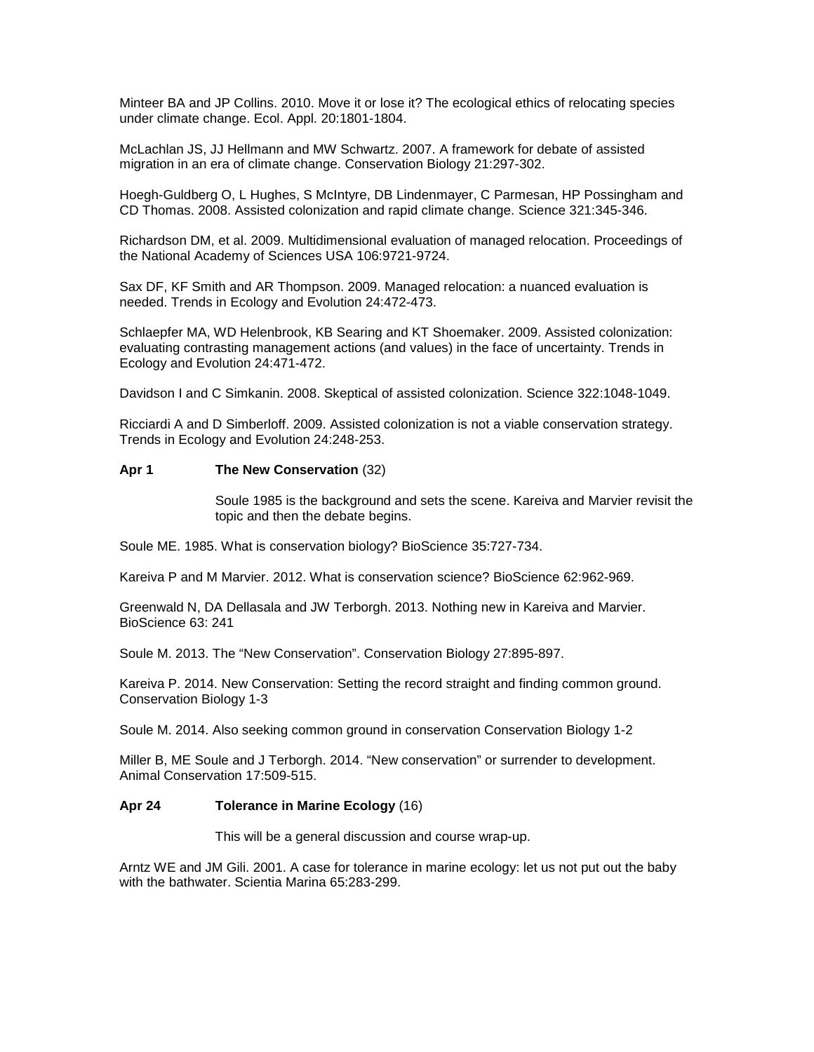Minteer BA and JP Collins. 2010. Move it or lose it? The ecological ethics of relocating species under climate change. Ecol. Appl. 20:1801-1804.

McLachlan JS, JJ Hellmann and MW Schwartz. 2007. A framework for debate of assisted migration in an era of climate change. Conservation Biology 21:297-302.

Hoegh-Guldberg O, L Hughes, S McIntyre, DB Lindenmayer, C Parmesan, HP Possingham and CD Thomas. 2008. Assisted colonization and rapid climate change. Science 321:345-346.

Richardson DM, et al. 2009. Multidimensional evaluation of managed relocation. Proceedings of the National Academy of Sciences USA 106:9721-9724.

Sax DF, KF Smith and AR Thompson. 2009. Managed relocation: a nuanced evaluation is needed. Trends in Ecology and Evolution 24:472-473.

Schlaepfer MA, WD Helenbrook, KB Searing and KT Shoemaker. 2009. Assisted colonization: evaluating contrasting management actions (and values) in the face of uncertainty. Trends in Ecology and Evolution 24:471-472.

Davidson I and C Simkanin. 2008. Skeptical of assisted colonization. Science 322:1048-1049.

Ricciardi A and D Simberloff. 2009. Assisted colonization is not a viable conservation strategy. Trends in Ecology and Evolution 24:248-253.

**Apr 1** **The New Conservation** (32)

Soule 1985 is the background and sets the scene. Kareiva and Marvier revisit the topic and then the debate begins.

Soule ME. 1985. What is conservation biology? BioScience 35:727-734.

Kareiva P and M Marvier. 2012. What is conservation science? BioScience 62:962-969.

Greenwald N, DA Dellasala and JW Terborgh. 2013. Nothing new in Kareiva and Marvier. BioScience 63: 241

Soule M. 2013. The "New Conservation". Conservation Biology 27:895-897.

Kareiva P. 2014. New Conservation: Setting the record straight and finding common ground. Conservation Biology 1-3

Soule M. 2014. Also seeking common ground in conservation Conservation Biology 1-2

Miller B, ME Soule and J Terborgh. 2014. "New conservation" or surrender to development. Animal Conservation 17:509-515.

**Apr 24** **Tolerance in Marine Ecology** (16)

This will be a general discussion and course wrap-up.

Arntz WE and JM Gili. 2001. A case for tolerance in marine ecology: let us not put out the baby with the bathwater. Scientia Marina 65:283-299.